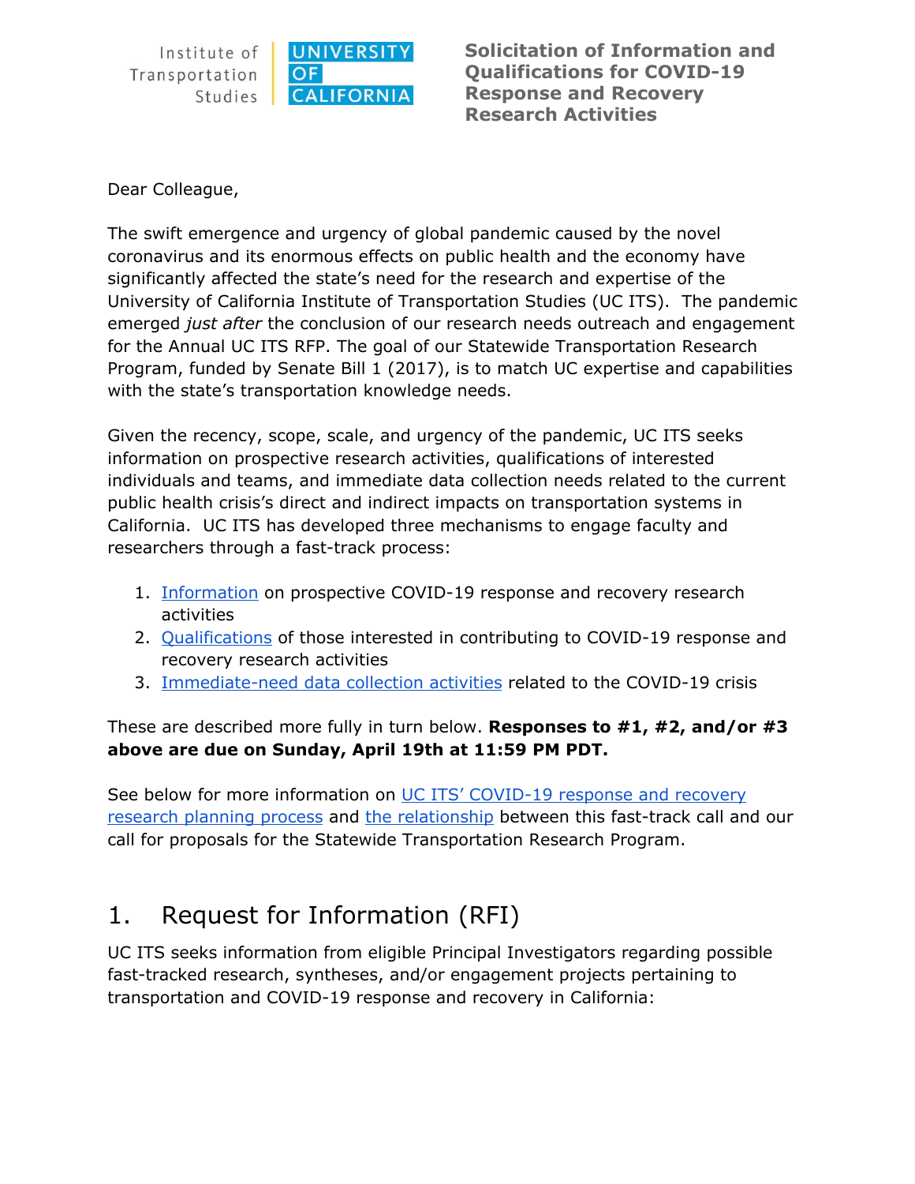Institute of Transportation Studies | UNIVERSITY OF CALIFORNIA

**Solicitation of Information and Qualifications for COVID-19 Response and Recovery Research Activities**

Dear Colleague,

The swift emergence and urgency of global pandemic caused by the novel coronavirus and its enormous effects on public health and the economy have significantly affected the state's need for the research and expertise of the University of California Institute of Transportation Studies (UC ITS). The pandemic emerged *just after* the conclusion of our research needs outreach and engagement for the Annual UC ITS RFP. The goal of our Statewide Transportation Research Program, funded by Senate Bill 1 (2017), is to match UC expertise and capabilities with the state's transportation knowledge needs.

Given the recency, scope, scale, and urgency of the pandemic, UC ITS seeks information on prospective research activities, qualifications of interested individuals and teams, and immediate data collection needs related to the current public health crisis's direct and indirect impacts on transportation systems in California. UC ITS has developed three mechanisms to engage faculty and researchers through a fast-track process:

1. Information on prospective COVID-19 response and recovery research activities
2. Qualifications of those interested in contributing to COVID-19 response and recovery research activities
3. Immediate-need data collection activities related to the COVID-19 crisis

These are described more fully in turn below. **Responses to #1, #2, and/or #3 above are due on Sunday, April 19th at 11:59 PM PDT.**

See below for more information on UC ITS' COVID-19 response and recovery research planning process and the relationship between this fast-track call and our call for proposals for the Statewide Transportation Research Program.

## 1. Request for Information (RFI)

UC ITS seeks information from eligible Principal Investigators regarding possible fast-tracked research, syntheses, and/or engagement projects pertaining to transportation and COVID-19 response and recovery in California: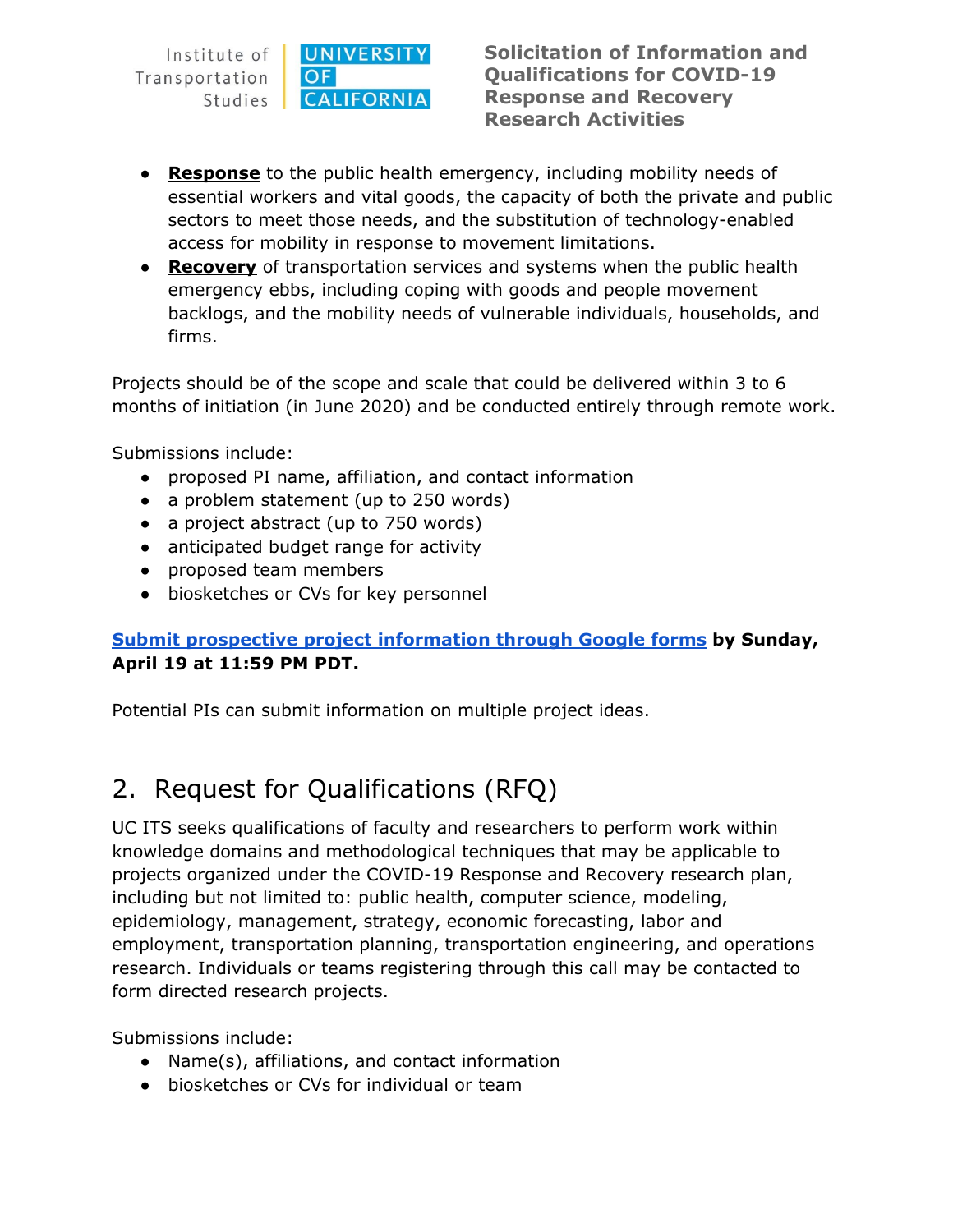- **Response** to the public health emergency, including mobility needs of essential workers and vital goods, the capacity of both the private and public sectors to meet those needs, and the substitution of technology-enabled access for mobility in response to movement limitations.
- **Recovery** of transportation services and systems when the public health emergency ebbs, including coping with goods and people movement backlogs, and the mobility needs of vulnerable individuals, households, and firms.

Projects should be of the scope and scale that could be delivered within 3 to 6 months of initiation (in June 2020) and be conducted entirely through remote work.

Submissions include:

- proposed PI name, affiliation, and contact information
- a problem statement (up to 250 words)
- a project abstract (up to 750 words)
- anticipated budget range for activity
- proposed team members
- biosketches or CVs for key personnel

**Submit prospective project information through Google forms by Sunday, April 19 at 11:59 PM PDT.**

Potential PIs can submit information on multiple project ideas.

## 2. Request for Qualifications (RFQ)

UC ITS seeks qualifications of faculty and researchers to perform work within knowledge domains and methodological techniques that may be applicable to projects organized under the COVID-19 Response and Recovery research plan, including but not limited to: public health, computer science, modeling, epidemiology, management, strategy, economic forecasting, labor and employment, transportation planning, transportation engineering, and operations research. Individuals or teams registering through this call may be contacted to form directed research projects.

Submissions include:

- Name(s), affiliations, and contact information
- biosketches or CVs for individual or team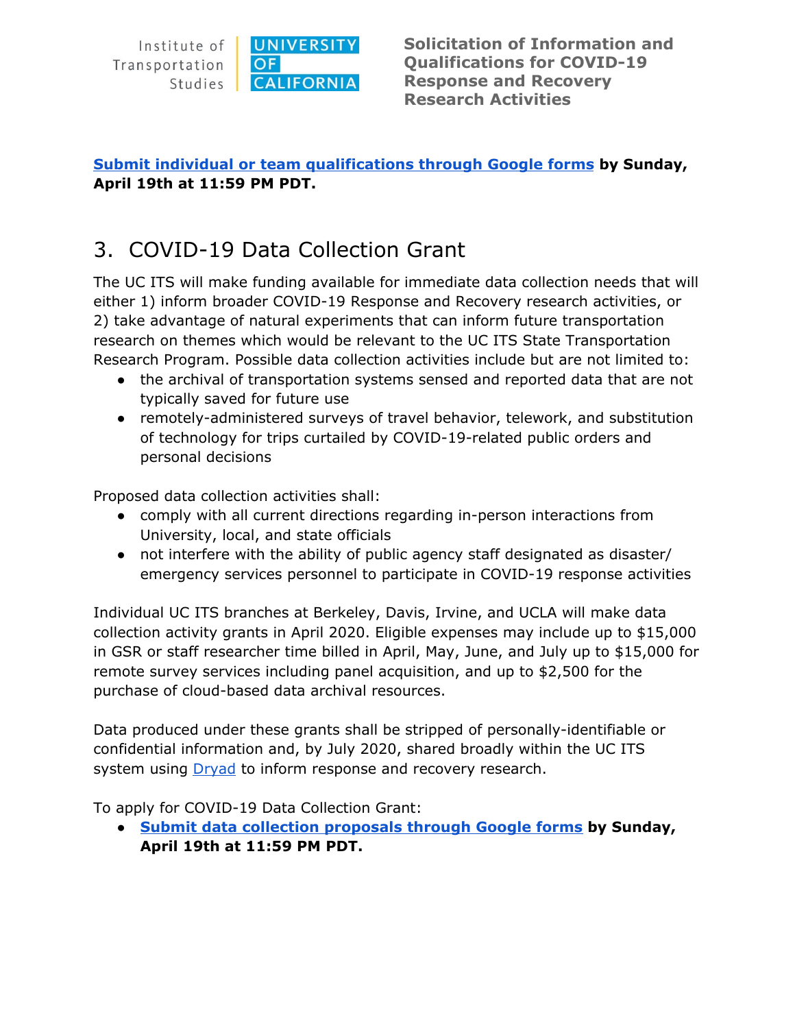**Submit individual or team qualifications through Google forms by Sunday, April 19th at 11:59 PM PDT.**

## 3. COVID-19 Data Collection Grant

The UC ITS will make funding available for immediate data collection needs that will either 1) inform broader COVID-19 Response and Recovery research activities, or 2) take advantage of natural experiments that can inform future transportation research on themes which would be relevant to the UC ITS State Transportation Research Program. Possible data collection activities include but are not limited to:

- the archival of transportation systems sensed and reported data that are not typically saved for future use
- remotely-administered surveys of travel behavior, telework, and substitution of technology for trips curtailed by COVID-19-related public orders and personal decisions

Proposed data collection activities shall:

- comply with all current directions regarding in-person interactions from University, local, and state officials
- not interfere with the ability of public agency staff designated as disaster/ emergency services personnel to participate in COVID-19 response activities

Individual UC ITS branches at Berkeley, Davis, Irvine, and UCLA will make data collection activity grants in April 2020. Eligible expenses may include up to $15,000 in GSR or staff researcher time billed in April, May, June, and July up to $15,000 for remote survey services including panel acquisition, and up to $2,500 for the purchase of cloud-based data archival resources.

Data produced under these grants shall be stripped of personally-identifiable or confidential information and, by July 2020, shared broadly within the UC ITS system using Dryad to inform response and recovery research.

To apply for COVID-19 Data Collection Grant:

- **Submit data collection proposals through Google forms by Sunday, April 19th at 11:59 PM PDT.**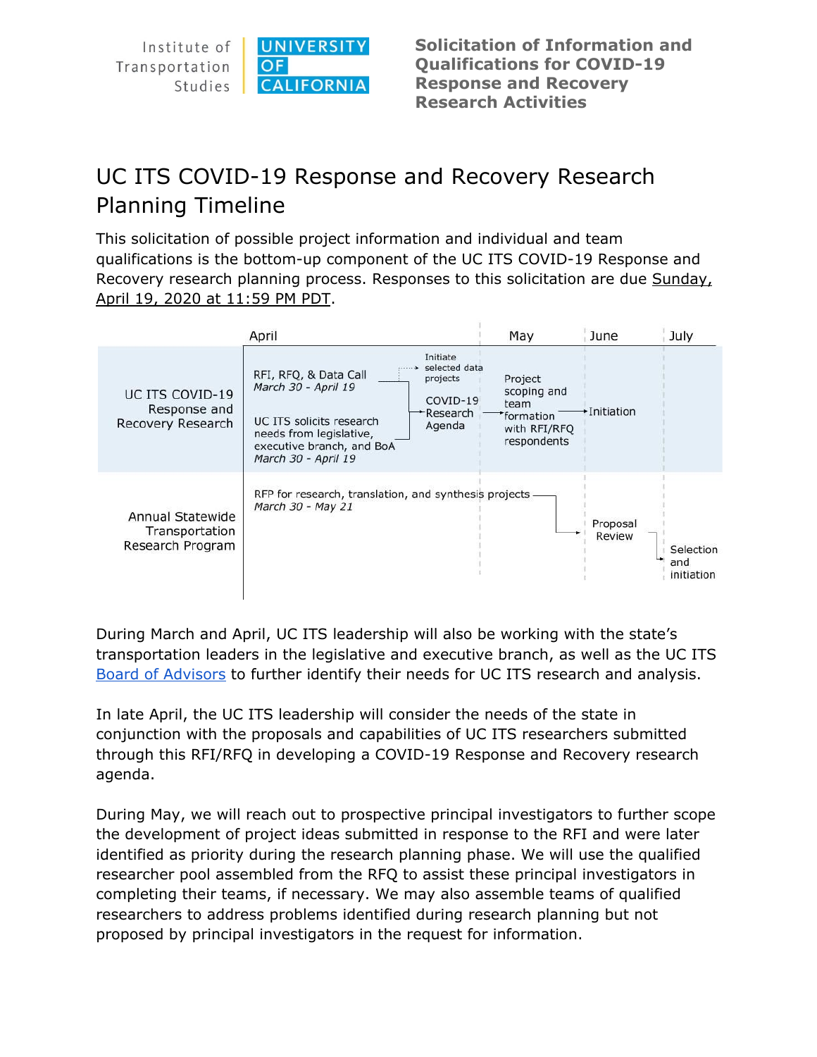# UC ITS COVID-19 Response and Recovery Research Planning Timeline

This solicitation of possible project information and individual and team qualifications is the bottom-up component of the UC ITS COVID-19 Response and Recovery research planning process. Responses to this solicitation are due Sunday, April 19, 2020 at 11:59 PM PDT.

| | April | May | June | July |
|---|---|---|---|---|
| UC ITS COVID-19 Response and Recovery Research | RFI, RFQ, & Data Call *March 30 - April 19*; UC ITS solicits research needs from legislative, executive branch, and BoA *March 30 - April 19* → Initiate selected data projects; COVID-19 Research Agenda | Project scoping and team formation with RFI/RFQ respondents | Initiation | |
| Annual Statewide Transportation Research Program | RFP for research, translation, and synthesis projects *March 30 - May 21* | | Proposal Review | Selection and initiation |

During March and April, UC ITS leadership will also be working with the state's transportation leaders in the legislative and executive branch, as well as the UC ITS Board of Advisors to further identify their needs for UC ITS research and analysis.

In late April, the UC ITS leadership will consider the needs of the state in conjunction with the proposals and capabilities of UC ITS researchers submitted through this RFI/RFQ in developing a COVID-19 Response and Recovery research agenda.

During May, we will reach out to prospective principal investigators to further scope the development of project ideas submitted in response to the RFI and were later identified as priority during the research planning phase. We will use the qualified researcher pool assembled from the RFQ to assist these principal investigators in completing their teams, if necessary. We may also assemble teams of qualified researchers to address problems identified during research planning but not proposed by principal investigators in the request for information.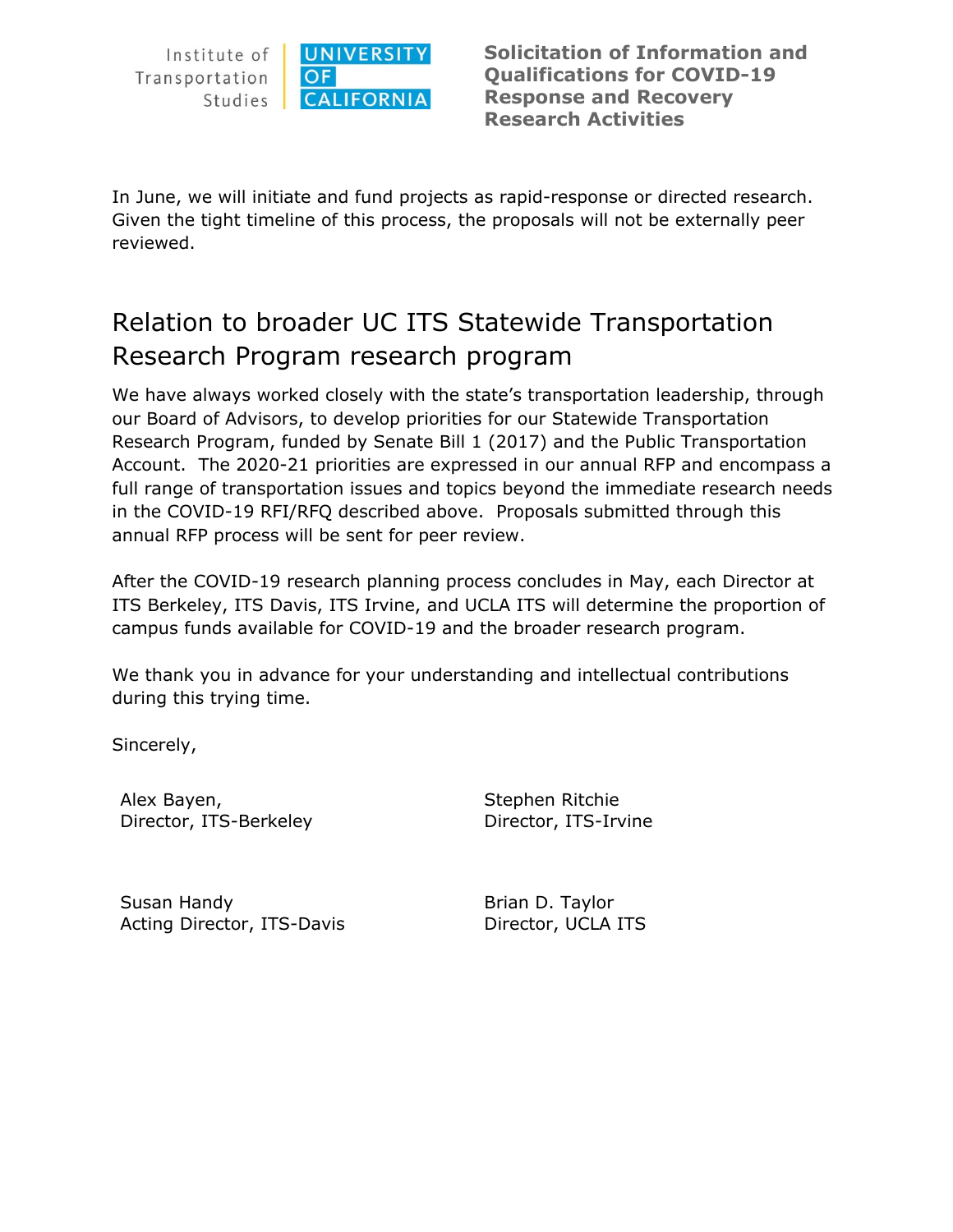In June, we will initiate and fund projects as rapid-response or directed research. Given the tight timeline of this process, the proposals will not be externally peer reviewed.

## Relation to broader UC ITS Statewide Transportation Research Program research program

We have always worked closely with the state's transportation leadership, through our Board of Advisors, to develop priorities for our Statewide Transportation Research Program, funded by Senate Bill 1 (2017) and the Public Transportation Account. The 2020-21 priorities are expressed in our annual RFP and encompass a full range of transportation issues and topics beyond the immediate research needs in the COVID-19 RFI/RFQ described above. Proposals submitted through this annual RFP process will be sent for peer review.

After the COVID-19 research planning process concludes in May, each Director at ITS Berkeley, ITS Davis, ITS Irvine, and UCLA ITS will determine the proportion of campus funds available for COVID-19 and the broader research program.

We thank you in advance for your understanding and intellectual contributions during this trying time.

Sincerely,

Alex Bayen,
Director, ITS-Berkeley

Stephen Ritchie
Director, ITS-Irvine

Susan Handy
Acting Director, ITS-Davis

Brian D. Taylor
Director, UCLA ITS